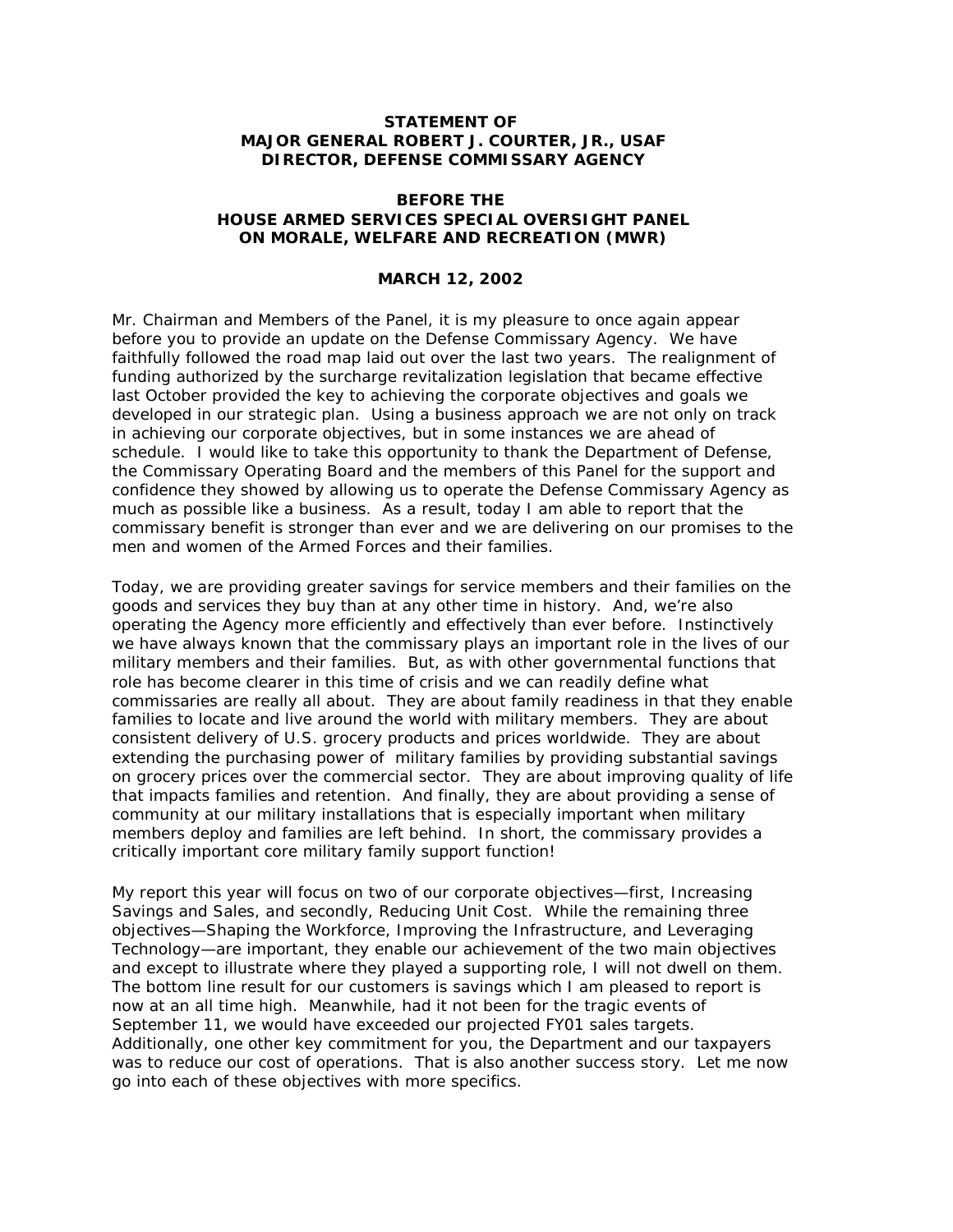**STATEMENT OF**
**MAJOR GENERAL ROBERT J. COURTER, JR., USAF**
**DIRECTOR, DEFENSE COMMISSARY AGENCY**

**BEFORE THE**
**HOUSE ARMED SERVICES SPECIAL OVERSIGHT PANEL**
**ON MORALE, WELFARE AND RECREATION (MWR)**

**MARCH 12, 2002**

Mr. Chairman and Members of the Panel, it is my pleasure to once again appear before you to provide an update on the Defense Commissary Agency. We have faithfully followed the road map laid out over the last two years. The realignment of funding authorized by the surcharge revitalization legislation that became effective last October provided the key to achieving the corporate objectives and goals we developed in our strategic plan. Using a business approach we are not only on track in achieving our corporate objectives, but in some instances we are ahead of schedule. I would like to take this opportunity to thank the Department of Defense, the Commissary Operating Board and the members of this Panel for the support and confidence they showed by allowing us to operate the Defense Commissary Agency as much as possible like a business. As a result, today I am able to report that the commissary benefit is stronger than ever and we are delivering on our promises to the men and women of the Armed Forces and their families.

Today, we are providing greater savings for service members and their families on the goods and services they buy than at any other time in history. And, we're also operating the Agency more efficiently and effectively than ever before. Instinctively we have always known that the commissary plays an important role in the lives of our military members and their families. But, as with other governmental functions that role has become clearer in this time of crisis and we can readily define what commissaries are really all about. They are about family readiness in that they enable families to locate and live around the world with military members. They are about consistent delivery of U.S. grocery products and prices worldwide. They are about extending the purchasing power of military families by providing substantial savings on grocery prices over the commercial sector. They are about improving quality of life that impacts families and retention. And finally, they are about providing a sense of community at our military installations that is especially important when military members deploy and families are left behind. In short, the commissary provides a critically important core military family support function!

My report this year will focus on two of our corporate objectives—first, Increasing Savings and Sales, and secondly, Reducing Unit Cost. While the remaining three objectives—Shaping the Workforce, Improving the Infrastructure, and Leveraging Technology—are important, they enable our achievement of the two main objectives and except to illustrate where they played a supporting role, I will not dwell on them. The bottom line result for our customers is savings which I am pleased to report is now at an all time high. Meanwhile, had it not been for the tragic events of September 11, we would have exceeded our projected FY01 sales targets. Additionally, one other key commitment for you, the Department and our taxpayers was to reduce our cost of operations. That is also another success story. Let me now go into each of these objectives with more specifics.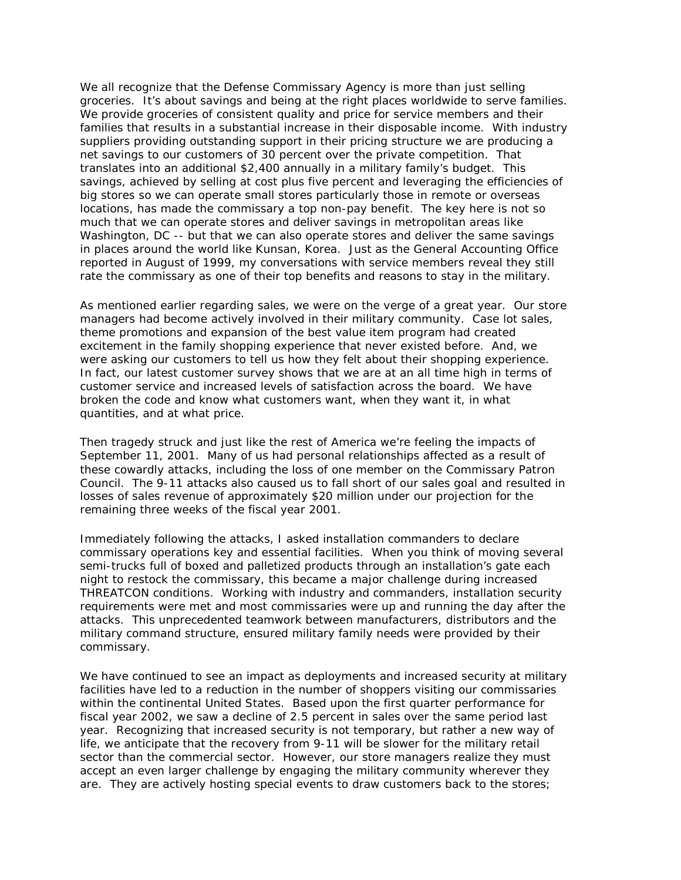We all recognize that the Defense Commissary Agency is more than just selling groceries. It's about savings and being at the right places worldwide to serve families. We provide groceries of consistent quality and price for service members and their families that results in a substantial increase in their disposable income. With industry suppliers providing outstanding support in their pricing structure we are producing a net savings to our customers of 30 percent over the private competition. That translates into an additional $2,400 annually in a military family's budget. This savings, achieved by selling at cost plus five percent and leveraging the efficiencies of big stores so we can operate small stores particularly those in remote or overseas locations, has made the commissary a top non-pay benefit. The key here is not so much that we can operate stores and deliver savings in metropolitan areas like Washington, DC -- but that we can also operate stores and deliver the same savings in places around the world like Kunsan, Korea. Just as the General Accounting Office reported in August of 1999, my conversations with service members reveal they still rate the commissary as one of their top benefits and reasons to stay in the military.

As mentioned earlier regarding sales, we were on the verge of a great year. Our store managers had become actively involved in their military community. Case lot sales, theme promotions and expansion of the best value item program had created excitement in the family shopping experience that never existed before. And, we were asking our customers to tell us how they felt about their shopping experience. In fact, our latest customer survey shows that we are at an all time high in terms of customer service and increased levels of satisfaction across the board. We have broken the code and know what customers want, when they want it, in what quantities, and at what price.

Then tragedy struck and just like the rest of America we're feeling the impacts of September 11, 2001. Many of us had personal relationships affected as a result of these cowardly attacks, including the loss of one member on the Commissary Patron Council. The 9-11 attacks also caused us to fall short of our sales goal and resulted in losses of sales revenue of approximately $20 million under our projection for the remaining three weeks of the fiscal year 2001.

Immediately following the attacks, I asked installation commanders to declare commissary operations key and essential facilities. When you think of moving several semi-trucks full of boxed and palletized products through an installation's gate each night to restock the commissary, this became a major challenge during increased THREATCON conditions. Working with industry and commanders, installation security requirements were met and most commissaries were up and running the day after the attacks. This unprecedented teamwork between manufacturers, distributors and the military command structure, ensured military family needs were provided by their commissary.

We have continued to see an impact as deployments and increased security at military facilities have led to a reduction in the number of shoppers visiting our commissaries within the continental United States. Based upon the first quarter performance for fiscal year 2002, we saw a decline of 2.5 percent in sales over the same period last year. Recognizing that increased security is not temporary, but rather a new way of life, we anticipate that the recovery from 9-11 will be slower for the military retail sector than the commercial sector. However, our store managers realize they must accept an even larger challenge by engaging the military community wherever they are. They are actively hosting special events to draw customers back to the stores;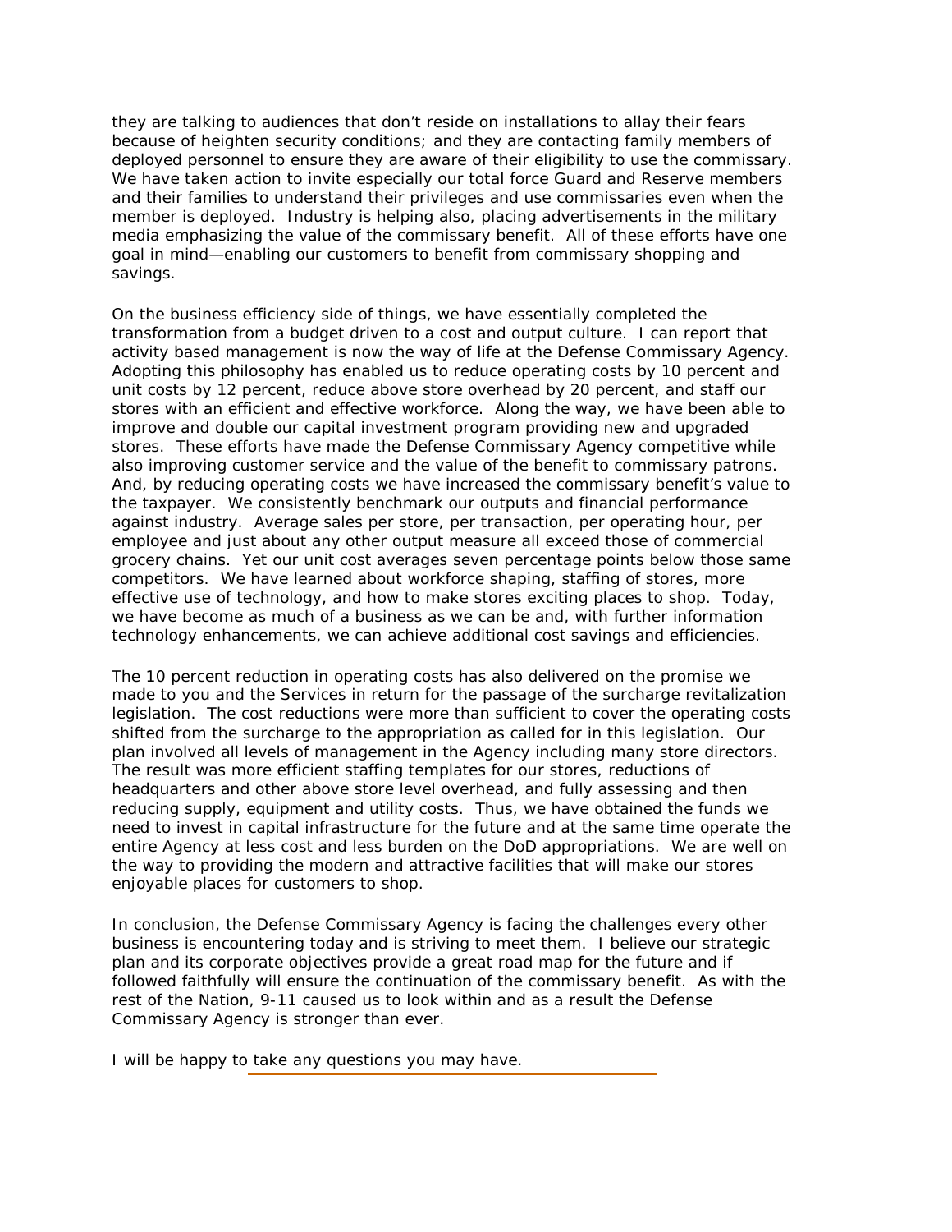they are talking to audiences that don't reside on installations to allay their fears because of heighten security conditions; and they are contacting family members of deployed personnel to ensure they are aware of their eligibility to use the commissary. We have taken action to invite especially our total force Guard and Reserve members and their families to understand their privileges and use commissaries even when the member is deployed. Industry is helping also, placing advertisements in the military media emphasizing the value of the commissary benefit. All of these efforts have one goal in mind—enabling our customers to benefit from commissary shopping and savings.

On the business efficiency side of things, we have essentially completed the transformation from a budget driven to a cost and output culture. I can report that activity based management is now the way of life at the Defense Commissary Agency. Adopting this philosophy has enabled us to reduce operating costs by 10 percent and unit costs by 12 percent, reduce above store overhead by 20 percent, and staff our stores with an efficient and effective workforce. Along the way, we have been able to improve and double our capital investment program providing new and upgraded stores. These efforts have made the Defense Commissary Agency competitive while also improving customer service and the value of the benefit to commissary patrons. And, by reducing operating costs we have increased the commissary benefit's value to the taxpayer. We consistently benchmark our outputs and financial performance against industry. Average sales per store, per transaction, per operating hour, per employee and just about any other output measure all exceed those of commercial grocery chains. Yet our unit cost averages seven percentage points below those same competitors. We have learned about workforce shaping, staffing of stores, more effective use of technology, and how to make stores exciting places to shop. Today, we have become as much of a business as we can be and, with further information technology enhancements, we can achieve additional cost savings and efficiencies.

The 10 percent reduction in operating costs has also delivered on the promise we made to you and the Services in return for the passage of the surcharge revitalization legislation. The cost reductions were more than sufficient to cover the operating costs shifted from the surcharge to the appropriation as called for in this legislation. Our plan involved all levels of management in the Agency including many store directors. The result was more efficient staffing templates for our stores, reductions of headquarters and other above store level overhead, and fully assessing and then reducing supply, equipment and utility costs. Thus, we have obtained the funds we need to invest in capital infrastructure for the future and at the same time operate the entire Agency at less cost and less burden on the DoD appropriations. We are well on the way to providing the modern and attractive facilities that will make our stores enjoyable places for customers to shop.

In conclusion, the Defense Commissary Agency is facing the challenges every other business is encountering today and is striving to meet them. I believe our strategic plan and its corporate objectives provide a great road map for the future and if followed faithfully will ensure the continuation of the commissary benefit. As with the rest of the Nation, 9-11 caused us to look within and as a result the Defense Commissary Agency is stronger than ever.

I will be happy to take any questions you may have.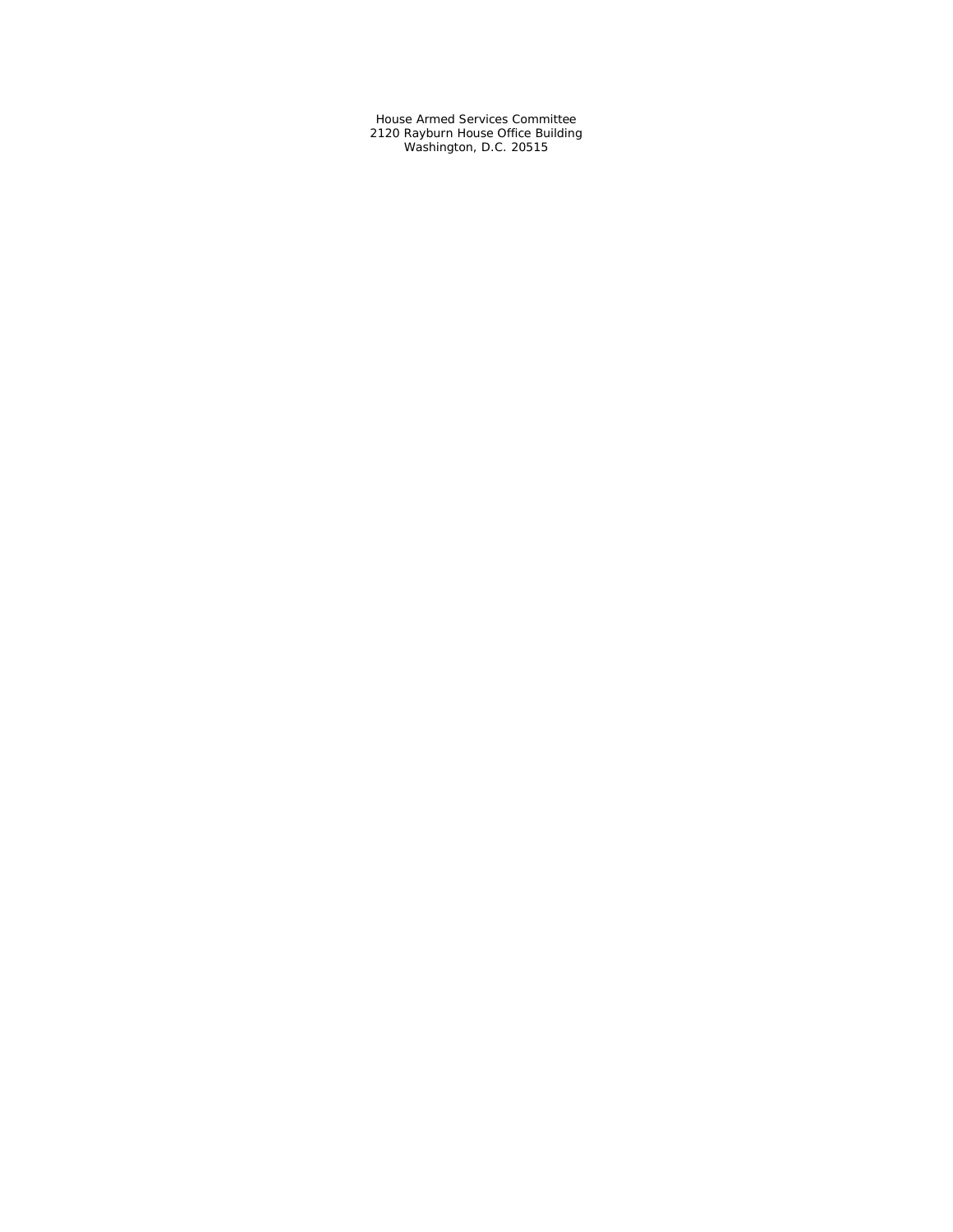House Armed Services Committee
2120 Rayburn House Office Building
Washington, D.C. 20515